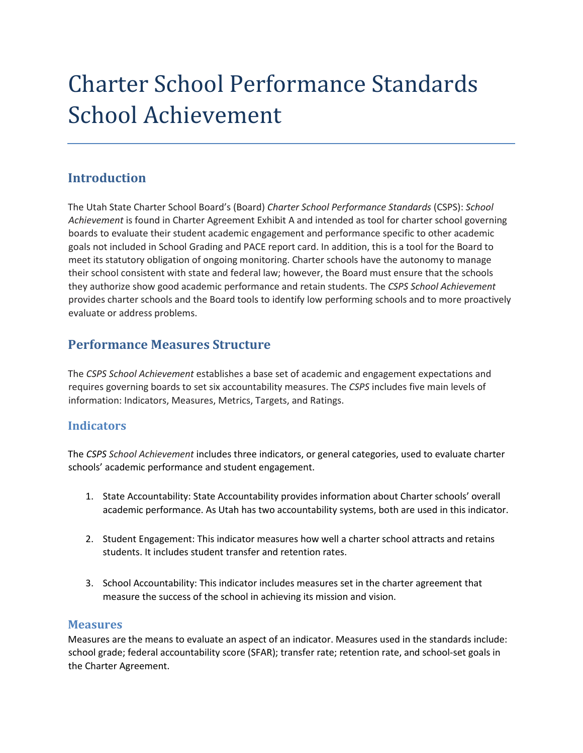# Charter School Performance Standards School Achievement

## Introduction

The Utah State Charter School Board's (Board) *Charter School Performance Standards* (CSPS): *School Achievement* is found in Charter Agreement Exhibit A and intended as tool for charter school governing boards to evaluate their student academic engagement and performance specific to other academic goals not included in School Grading and PACE report card. In addition, this is a tool for the Board to meet its statutory obligation of ongoing monitoring. Charter schools have the autonomy to manage their school consistent with state and federal law; however, the Board must ensure that the schools they authorize show good academic performance and retain students. The *CSPS School Achievement* provides charter schools and the Board tools to identify low performing schools and to more proactively evaluate or address problems.

## Performance Measures Structure

The *CSPS School Achievement* establishes a base set of academic and engagement expectations and requires governing boards to set six accountability measures. The *CSPS* includes five main levels of information: Indicators, Measures, Metrics, Targets, and Ratings.

### Indicators

The *CSPS School Achievement* includes three indicators, or general categories, used to evaluate charter schools' academic performance and student engagement.

1. State Accountability: State Accountability provides information about Charter schools' overall academic performance. As Utah has two accountability systems, both are used in this indicator.

2. Student Engagement: This indicator measures how well a charter school attracts and retains students. It includes student transfer and retention rates.

3. School Accountability: This indicator includes measures set in the charter agreement that measure the success of the school in achieving its mission and vision.

### Measures

Measures are the means to evaluate an aspect of an indicator. Measures used in the standards include: school grade; federal accountability score (SFAR); transfer rate; retention rate, and school-set goals in the Charter Agreement.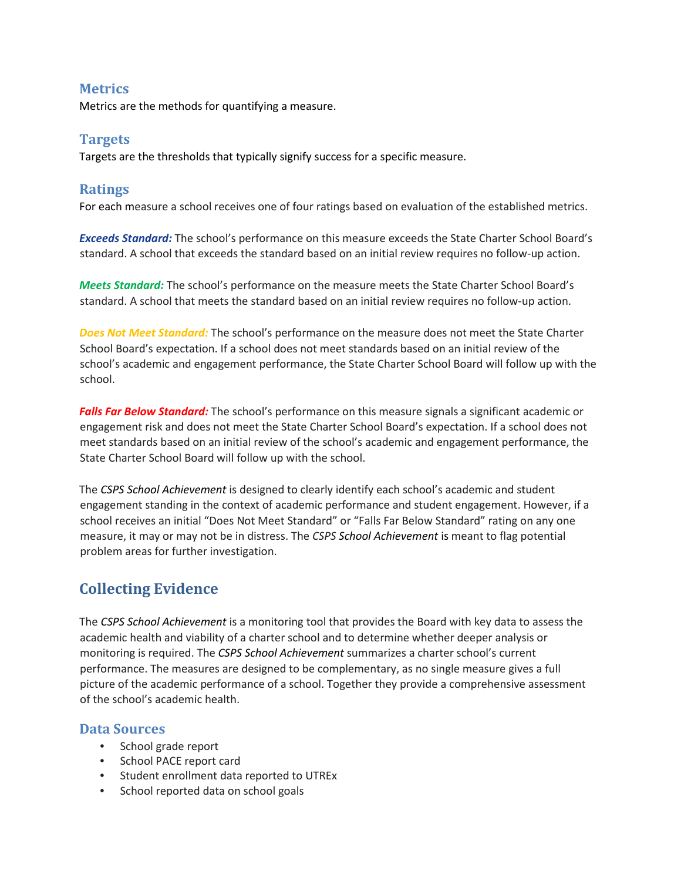### Metrics

Metrics are the methods for quantifying a measure.

### Targets

Targets are the thresholds that typically signify success for a specific measure.

### Ratings

For each measure a school receives one of four ratings based on evaluation of the established metrics.

***Exceeds Standard:*** The school's performance on this measure exceeds the State Charter School Board's standard. A school that exceeds the standard based on an initial review requires no follow-up action.

***Meets Standard:*** The school's performance on the measure meets the State Charter School Board's standard. A school that meets the standard based on an initial review requires no follow-up action.

***Does Not Meet Standard:*** The school's performance on the measure does not meet the State Charter School Board's expectation. If a school does not meet standards based on an initial review of the school's academic and engagement performance, the State Charter School Board will follow up with the school.

***Falls Far Below Standard:*** The school's performance on this measure signals a significant academic or engagement risk and does not meet the State Charter School Board's expectation. If a school does not meet standards based on an initial review of the school's academic and engagement performance, the State Charter School Board will follow up with the school.

The *CSPS School Achievement* is designed to clearly identify each school's academic and student engagement standing in the context of academic performance and student engagement. However, if a school receives an initial "Does Not Meet Standard" or "Falls Far Below Standard" rating on any one measure, it may or may not be in distress. The *CSPS School Achievement* is meant to flag potential problem areas for further investigation.

## Collecting Evidence

The *CSPS School Achievement* is a monitoring tool that provides the Board with key data to assess the academic health and viability of a charter school and to determine whether deeper analysis or monitoring is required. The *CSPS School Achievement* summarizes a charter school's current performance. The measures are designed to be complementary, as no single measure gives a full picture of the academic performance of a school. Together they provide a comprehensive assessment of the school's academic health.

### Data Sources

- School grade report
- School PACE report card
- Student enrollment data reported to UTREx
- School reported data on school goals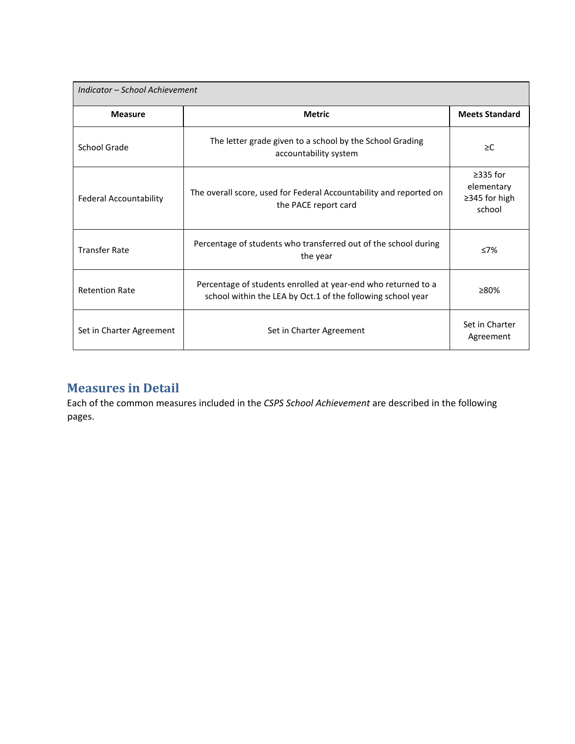| *Indicator – School Achievement* | | |
|---|---|---|
| **Measure** | **Metric** | **Meets Standard** |
| School Grade | The letter grade given to a school by the School Grading accountability system | ≥C |
| Federal Accountability | The overall score, used for Federal Accountability and reported on the PACE report card | ≥335 for elementary ≥345 for high school |
| Transfer Rate | Percentage of students who transferred out of the school during the year | ≤7% |
| Retention Rate | Percentage of students enrolled at year-end who returned to a school within the LEA by Oct.1 of the following school year | ≥80% |
| Set in Charter Agreement | Set in Charter Agreement | Set in Charter Agreement |

## Measures in Detail

Each of the common measures included in the *CSPS School Achievement* are described in the following pages.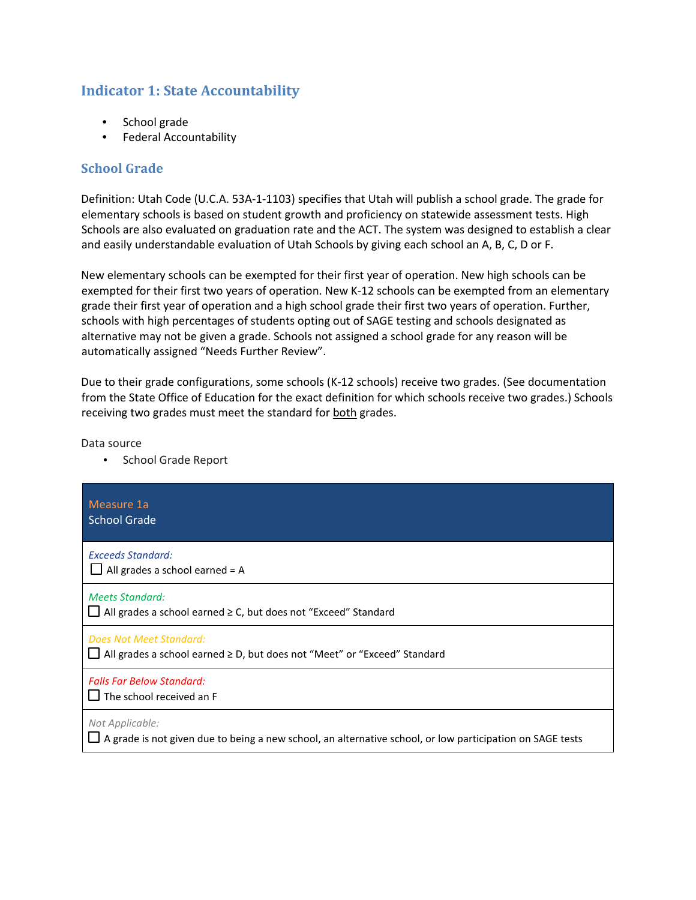## Indicator 1: State Accountability

- School grade
- Federal Accountability

### School Grade

Definition: Utah Code (U.C.A. 53A-1-1103) specifies that Utah will publish a school grade. The grade for elementary schools is based on student growth and proficiency on statewide assessment tests. High Schools are also evaluated on graduation rate and the ACT. The system was designed to establish a clear and easily understandable evaluation of Utah Schools by giving each school an A, B, C, D or F.

New elementary schools can be exempted for their first year of operation. New high schools can be exempted for their first two years of operation. New K-12 schools can be exempted from an elementary grade their first year of operation and a high school grade their first two years of operation. Further, schools with high percentages of students opting out of SAGE testing and schools designated as alternative may not be given a grade. Schools not assigned a school grade for any reason will be automatically assigned "Needs Further Review".

Due to their grade configurations, some schools (K-12 schools) receive two grades. (See documentation from the State Office of Education for the exact definition for which schools receive two grades.) Schools receiving two grades must meet the standard for both grades.

Data source

- School Grade Report

| Measure 1a<br>School Grade |
|---|
| *Exceeds Standard:*<br>☐ All grades a school earned = A |
| *Meets Standard:*<br>☐ All grades a school earned ≥ C, but does not "Exceed" Standard |
| *Does Not Meet Standard:*<br>☐ All grades a school earned ≥ D, but does not "Meet" or "Exceed" Standard |
| *Falls Far Below Standard:*<br>☐ The school received an F |
| *Not Applicable:*<br>☐ A grade is not given due to being a new school, an alternative school, or low participation on SAGE tests |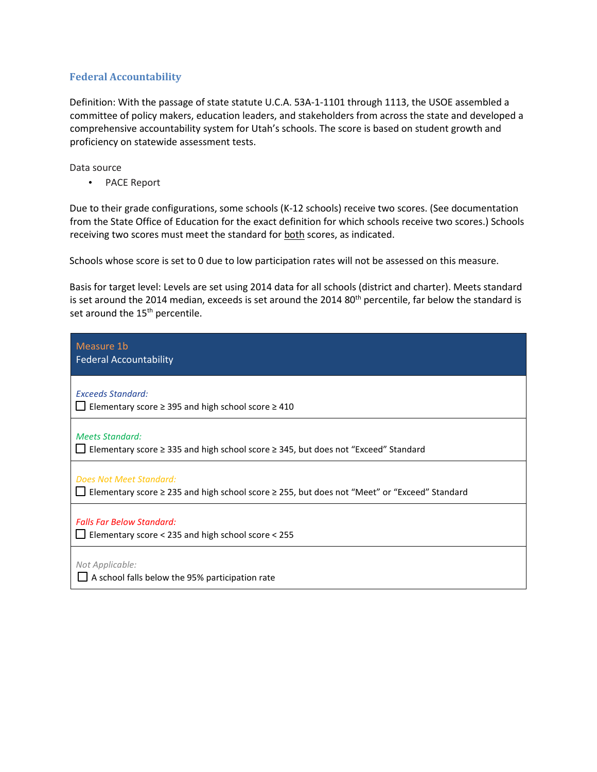## Federal Accountability

Definition: With the passage of state statute U.C.A. 53A-1-1101 through 1113, the USOE assembled a committee of policy makers, education leaders, and stakeholders from across the state and developed a comprehensive accountability system for Utah's schools. The score is based on student growth and proficiency on statewide assessment tests.

Data source

- PACE Report

Due to their grade configurations, some schools (K-12 schools) receive two scores. (See documentation from the State Office of Education for the exact definition for which schools receive two scores.) Schools receiving two scores must meet the standard for both scores, as indicated.

Schools whose score is set to 0 due to low participation rates will not be assessed on this measure.

Basis for target level: Levels are set using 2014 data for all schools (district and charter). Meets standard is set around the 2014 median, exceeds is set around the 2014 80th percentile, far below the standard is set around the 15th percentile.

| Measure 1b<br>Federal Accountability |
| --- |
| *Exceeds Standard:*<br>☐ Elementary score ≥ 395 and high school score ≥ 410 |
| *Meets Standard:*<br>☐ Elementary score ≥ 335 and high school score ≥ 345, but does not "Exceed" Standard |
| *Does Not Meet Standard:*<br>☐ Elementary score ≥ 235 and high school score ≥ 255, but does not "Meet" or "Exceed" Standard |
| *Falls Far Below Standard:*<br>☐ Elementary score < 235 and high school score < 255 |
| *Not Applicable:*<br>☐ A school falls below the 95% participation rate |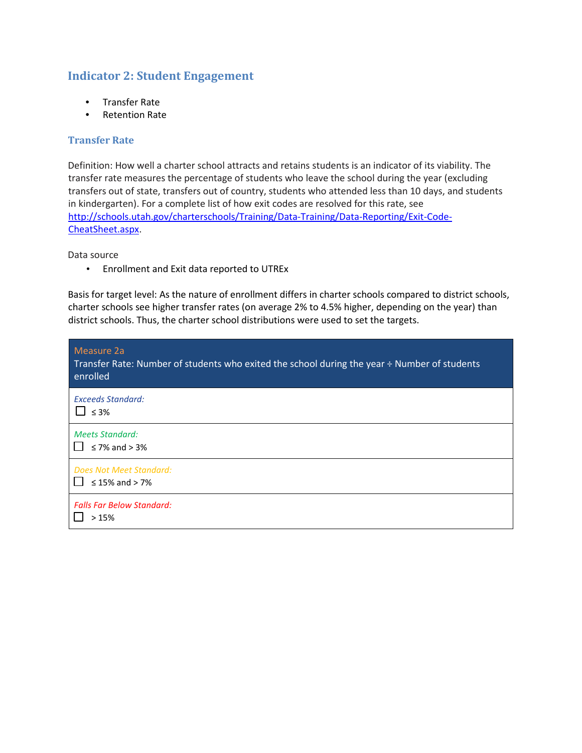## Indicator 2: Student Engagement

- Transfer Rate
- Retention Rate

### Transfer Rate

Definition: How well a charter school attracts and retains students is an indicator of its viability. The transfer rate measures the percentage of students who leave the school during the year (excluding transfers out of state, transfers out of country, students who attended less than 10 days, and students in kindergarten). For a complete list of how exit codes are resolved for this rate, see http://schools.utah.gov/charterschools/Training/Data-Training/Data-Reporting/Exit-Code-CheatSheet.aspx.

Data source

- Enrollment and Exit data reported to UTREx

Basis for target level: As the nature of enrollment differs in charter schools compared to district schools, charter schools see higher transfer rates (on average 2% to 4.5% higher, depending on the year) than district schools. Thus, the charter school distributions were used to set the targets.

| Measure 2a<br>Transfer Rate: Number of students who exited the school during the year ÷ Number of students enrolled |
|---|
| *Exceeds Standard:*<br>☐ ≤ 3% |
| *Meets Standard:*<br>☐ ≤ 7% and > 3% |
| *Does Not Meet Standard:*<br>☐ ≤ 15% and > 7% |
| *Falls Far Below Standard:*<br>☐ > 15% |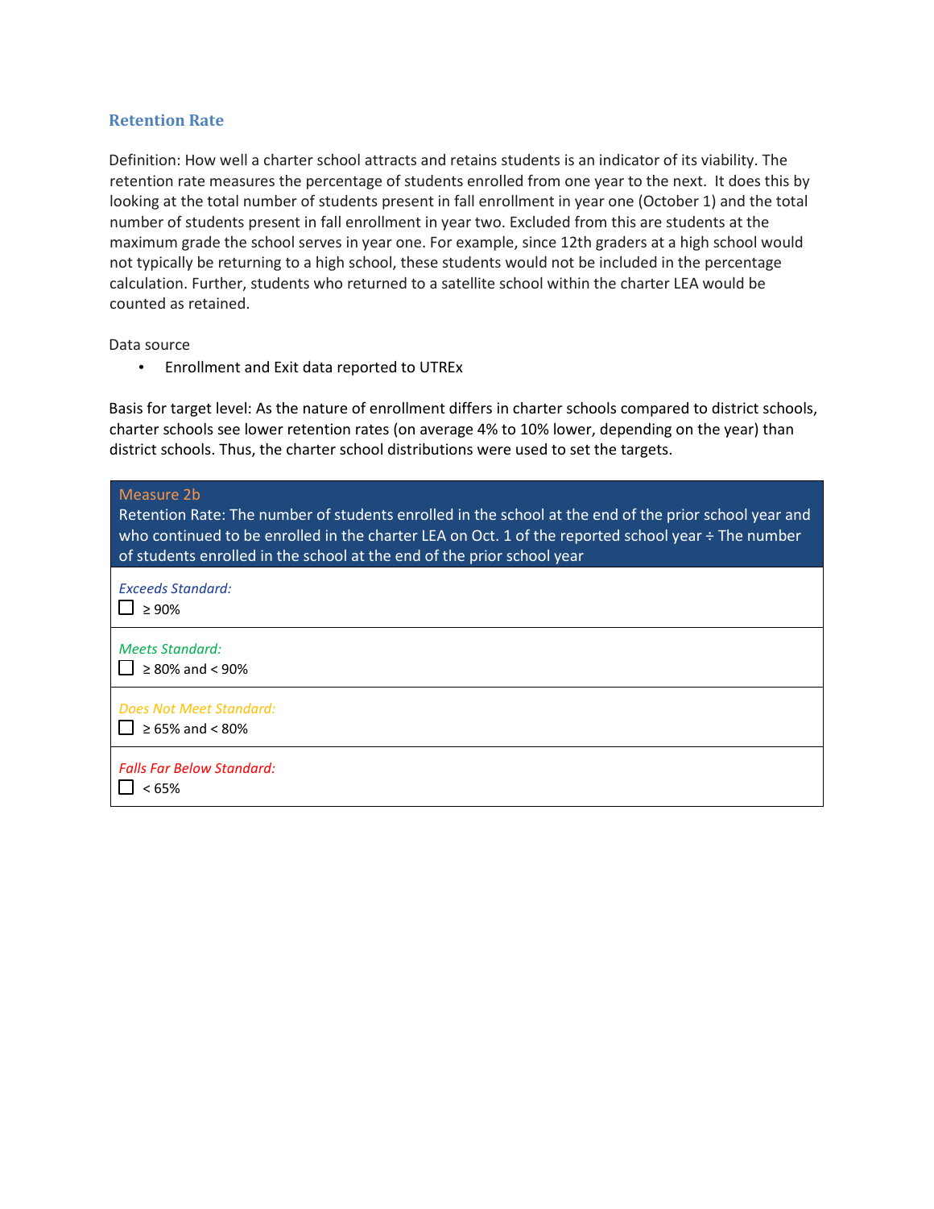## Retention Rate

Definition: How well a charter school attracts and retains students is an indicator of its viability. The retention rate measures the percentage of students enrolled from one year to the next. It does this by looking at the total number of students present in fall enrollment in year one (October 1) and the total number of students present in fall enrollment in year two. Excluded from this are students at the maximum grade the school serves in year one. For example, since 12th graders at a high school would not typically be returning to a high school, these students would not be included in the percentage calculation. Further, students who returned to a satellite school within the charter LEA would be counted as retained.

Data source

- Enrollment and Exit data reported to UTREx

Basis for target level: As the nature of enrollment differs in charter schools compared to district schools, charter schools see lower retention rates (on average 4% to 10% lower, depending on the year) than district schools. Thus, the charter school distributions were used to set the targets.

| Measure 2b<br>Retention Rate: The number of students enrolled in the school at the end of the prior school year and who continued to be enrolled in the charter LEA on Oct. 1 of the reported school year ÷ The number of students enrolled in the school at the end of the prior school year |
|---|
| *Exceeds Standard:*<br>☐ ≥ 90% |
| *Meets Standard:*<br>☐ ≥ 80% and < 90% |
| *Does Not Meet Standard:*<br>☐ ≥ 65% and < 80% |
| *Falls Far Below Standard:*<br>☐ < 65% |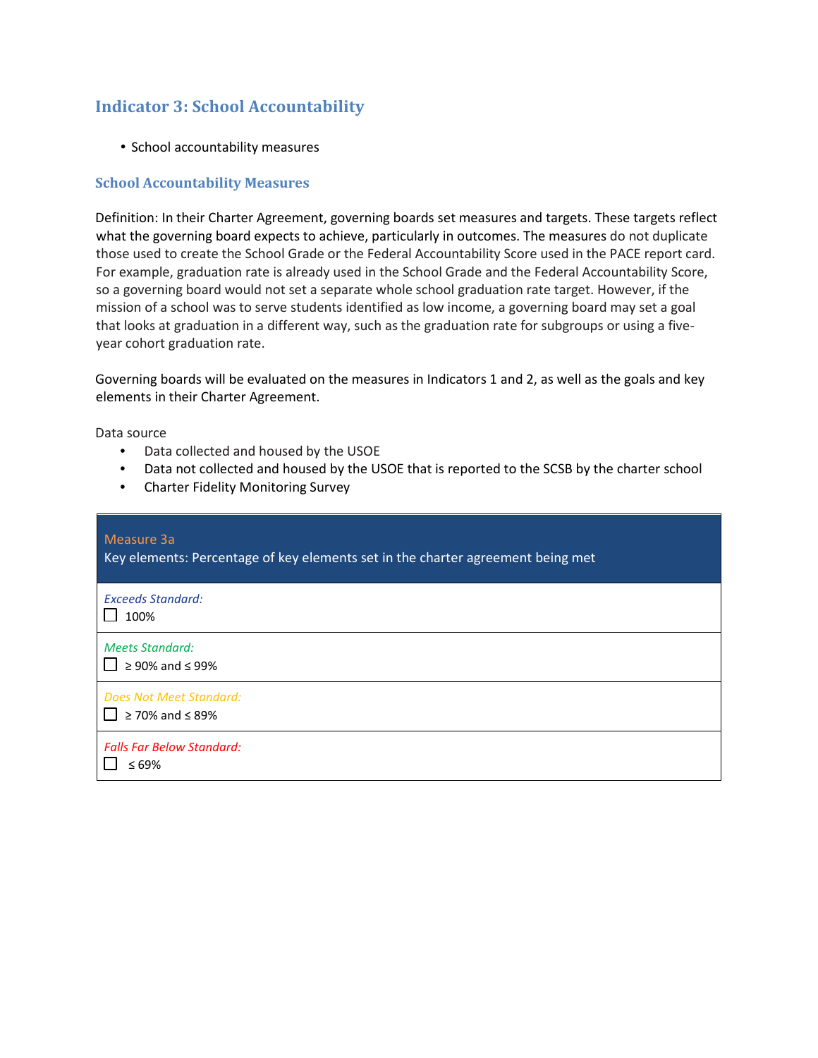## Indicator 3: School Accountability

- School accountability measures

### School Accountability Measures

Definition: In their Charter Agreement, governing boards set measures and targets. These targets reflect what the governing board expects to achieve, particularly in outcomes. The measures do not duplicate those used to create the School Grade or the Federal Accountability Score used in the PACE report card. For example, graduation rate is already used in the School Grade and the Federal Accountability Score, so a governing board would not set a separate whole school graduation rate target. However, if the mission of a school was to serve students identified as low income, a governing board may set a goal that looks at graduation in a different way, such as the graduation rate for subgroups or using a five-year cohort graduation rate.

Governing boards will be evaluated on the measures in Indicators 1 and 2, as well as the goals and key elements in their Charter Agreement.

Data source

- Data collected and housed by the USOE
- Data not collected and housed by the USOE that is reported to the SCSB by the charter school
- Charter Fidelity Monitoring Survey

| Measure 3a<br>Key elements: Percentage of key elements set in the charter agreement being met |
|---|
| *Exceeds Standard:*<br>☐ 100% |
| *Meets Standard:*<br>☐ ≥ 90% and ≤ 99% |
| *Does Not Meet Standard:*<br>☐ ≥ 70% and ≤ 89% |
| *Falls Far Below Standard:*<br>☐ ≤ 69% |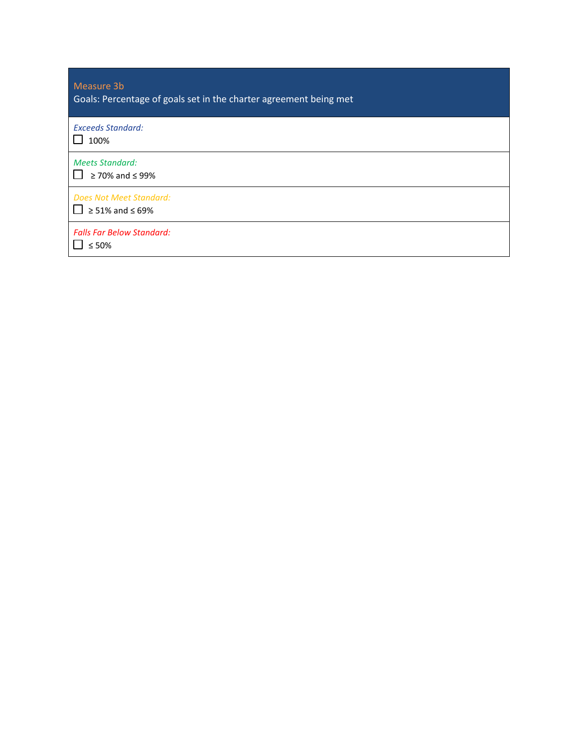| Measure 3b<br>Goals: Percentage of goals set in the charter agreement being met |
| --- |
| *Exceeds Standard:*<br>☐ 100% |
| *Meets Standard:*<br>☐ ≥ 70% and ≤ 99% |
| *Does Not Meet Standard:*<br>☐ ≥ 51% and ≤ 69% |
| *Falls Far Below Standard:*<br>☐ ≤ 50% |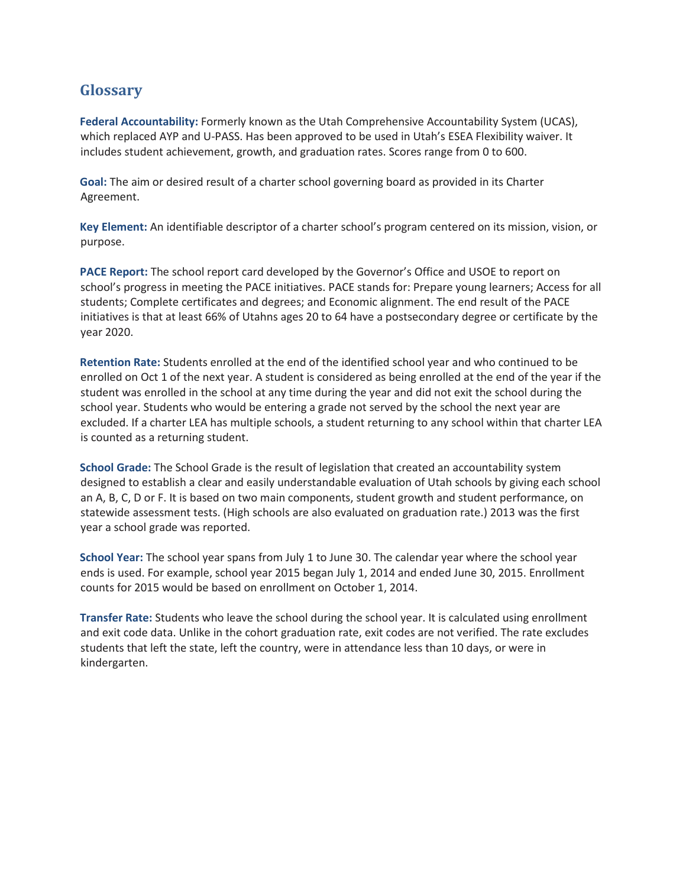## Glossary

**Federal Accountability:** Formerly known as the Utah Comprehensive Accountability System (UCAS), which replaced AYP and U-PASS. Has been approved to be used in Utah's ESEA Flexibility waiver. It includes student achievement, growth, and graduation rates. Scores range from 0 to 600.

**Goal:** The aim or desired result of a charter school governing board as provided in its Charter Agreement.

**Key Element:** An identifiable descriptor of a charter school's program centered on its mission, vision, or purpose.

**PACE Report:** The school report card developed by the Governor's Office and USOE to report on school's progress in meeting the PACE initiatives. PACE stands for: Prepare young learners; Access for all students; Complete certificates and degrees; and Economic alignment. The end result of the PACE initiatives is that at least 66% of Utahns ages 20 to 64 have a postsecondary degree or certificate by the year 2020.

**Retention Rate:** Students enrolled at the end of the identified school year and who continued to be enrolled on Oct 1 of the next year. A student is considered as being enrolled at the end of the year if the student was enrolled in the school at any time during the year and did not exit the school during the school year. Students who would be entering a grade not served by the school the next year are excluded. If a charter LEA has multiple schools, a student returning to any school within that charter LEA is counted as a returning student.

**School Grade:** The School Grade is the result of legislation that created an accountability system designed to establish a clear and easily understandable evaluation of Utah schools by giving each school an A, B, C, D or F. It is based on two main components, student growth and student performance, on statewide assessment tests. (High schools are also evaluated on graduation rate.) 2013 was the first year a school grade was reported.

**School Year:** The school year spans from July 1 to June 30. The calendar year where the school year ends is used. For example, school year 2015 began July 1, 2014 and ended June 30, 2015. Enrollment counts for 2015 would be based on enrollment on October 1, 2014.

**Transfer Rate:** Students who leave the school during the school year. It is calculated using enrollment and exit code data. Unlike in the cohort graduation rate, exit codes are not verified. The rate excludes students that left the state, left the country, were in attendance less than 10 days, or were in kindergarten.